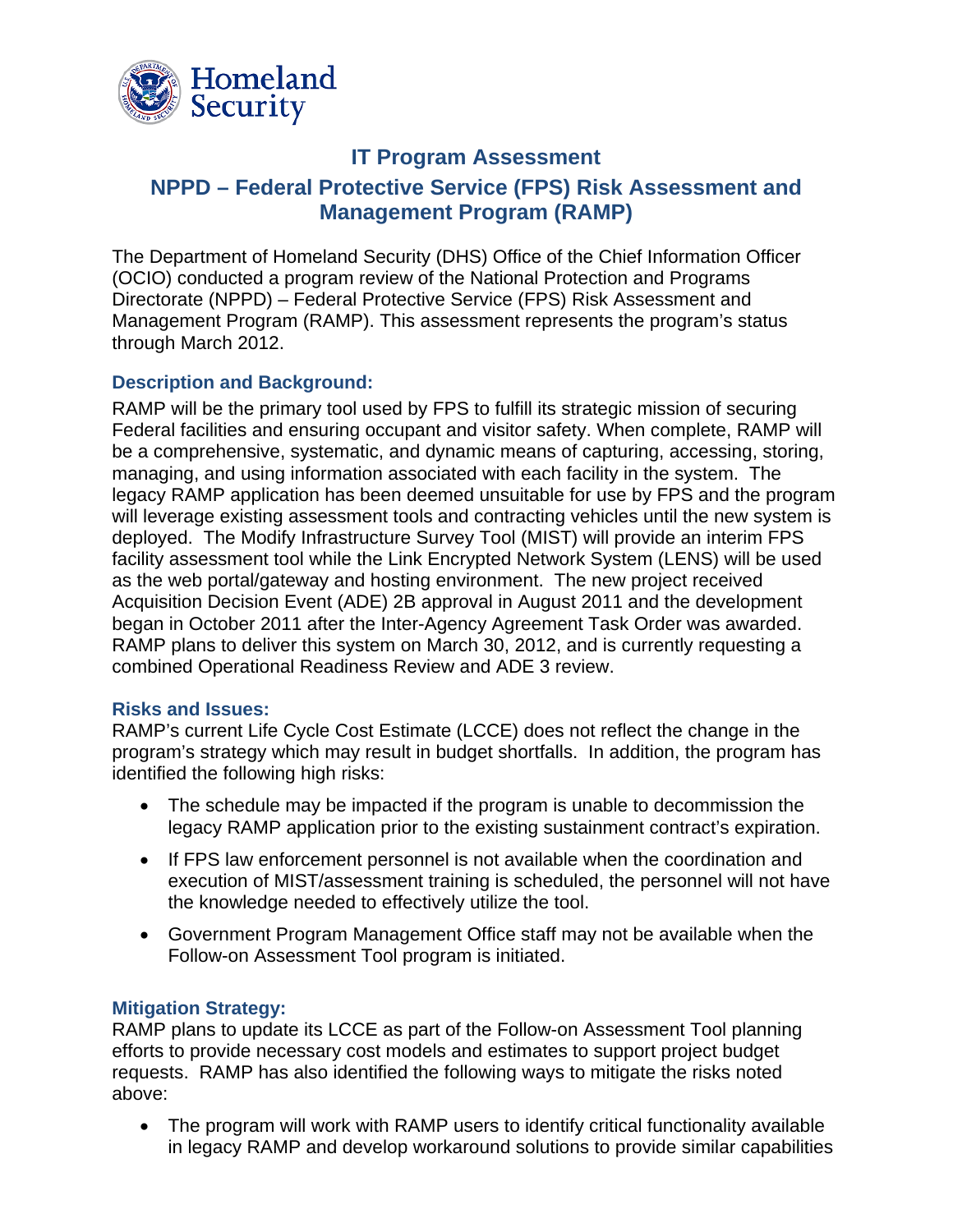# IT Program Assessment

## NPPD – Federal Protective Service (FPS) Risk Assessment and Management Program (RAMP)

The Department of Homeland Security (DHS) Office of the Chief Information Officer (OCIO) conducted a program review of the National Protection and Programs Directorate (NPPD) – Federal Protective Service (FPS) Risk Assessment and Management Program (RAMP). This assessment represents the program's status through March 2012.

### Description and Background:

RAMP will be the primary tool used by FPS to fulfill its strategic mission of securing Federal facilities and ensuring occupant and visitor safety. When complete, RAMP will be a comprehensive, systematic, and dynamic means of capturing, accessing, storing, managing, and using information associated with each facility in the system. The legacy RAMP application has been deemed unsuitable for use by FPS and the program will leverage existing assessment tools and contracting vehicles until the new system is deployed. The Modify Infrastructure Survey Tool (MIST) will provide an interim FPS facility assessment tool while the Link Encrypted Network System (LENS) will be used as the web portal/gateway and hosting environment. The new project received Acquisition Decision Event (ADE) 2B approval in August 2011 and the development began in October 2011 after the Inter-Agency Agreement Task Order was awarded. RAMP plans to deliver this system on March 30, 2012, and is currently requesting a combined Operational Readiness Review and ADE 3 review.

### Risks and Issues:

RAMP's current Life Cycle Cost Estimate (LCCE) does not reflect the change in the program's strategy which may result in budget shortfalls. In addition, the program has identified the following high risks:

- The schedule may be impacted if the program is unable to decommission the legacy RAMP application prior to the existing sustainment contract's expiration.
- If FPS law enforcement personnel is not available when the coordination and execution of MIST/assessment training is scheduled, the personnel will not have the knowledge needed to effectively utilize the tool.
- Government Program Management Office staff may not be available when the Follow-on Assessment Tool program is initiated.

### Mitigation Strategy:

RAMP plans to update its LCCE as part of the Follow-on Assessment Tool planning efforts to provide necessary cost models and estimates to support project budget requests. RAMP has also identified the following ways to mitigate the risks noted above:

- The program will work with RAMP users to identify critical functionality available in legacy RAMP and develop workaround solutions to provide similar capabilities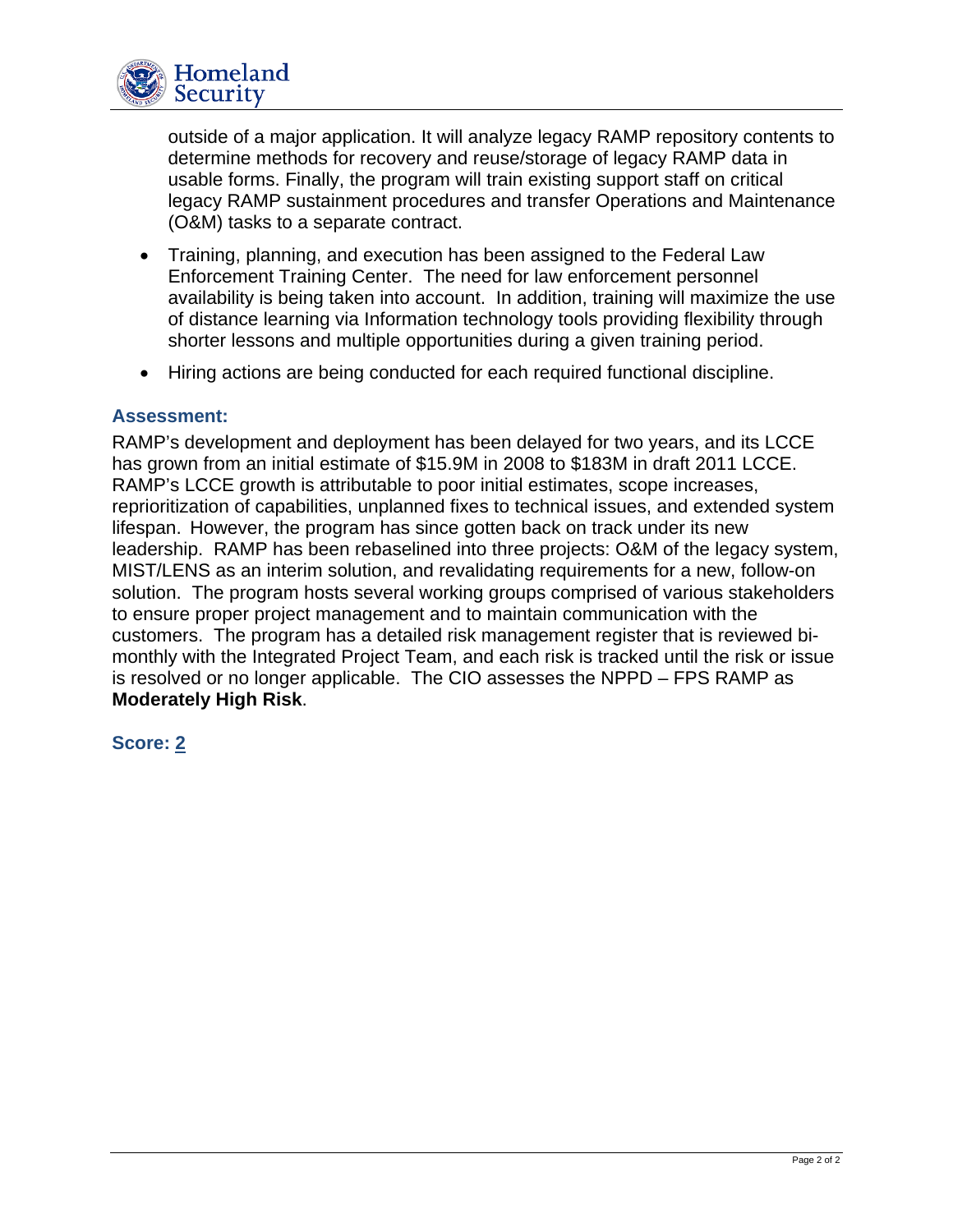outside of a major application. It will analyze legacy RAMP repository contents to determine methods for recovery and reuse/storage of legacy RAMP data in usable forms. Finally, the program will train existing support staff on critical legacy RAMP sustainment procedures and transfer Operations and Maintenance (O&M) tasks to a separate contract.

- Training, planning, and execution has been assigned to the Federal Law Enforcement Training Center. The need for law enforcement personnel availability is being taken into account. In addition, training will maximize the use of distance learning via Information technology tools providing flexibility through shorter lessons and multiple opportunities during a given training period.
- Hiring actions are being conducted for each required functional discipline.

### Assessment:

RAMP's development and deployment has been delayed for two years, and its LCCE has grown from an initial estimate of $15.9M in 2008 to $183M in draft 2011 LCCE. RAMP's LCCE growth is attributable to poor initial estimates, scope increases, reprioritization of capabilities, unplanned fixes to technical issues, and extended system lifespan. However, the program has since gotten back on track under its new leadership. RAMP has been rebaselined into three projects: O&M of the legacy system, MIST/LENS as an interim solution, and revalidating requirements for a new, follow-on solution. The program hosts several working groups comprised of various stakeholders to ensure proper project management and to maintain communication with the customers. The program has a detailed risk management register that is reviewed bi-monthly with the Integrated Project Team, and each risk is tracked until the risk or issue is resolved or no longer applicable. The CIO assesses the NPPD – FPS RAMP as **Moderately High Risk**.

### Score: 2